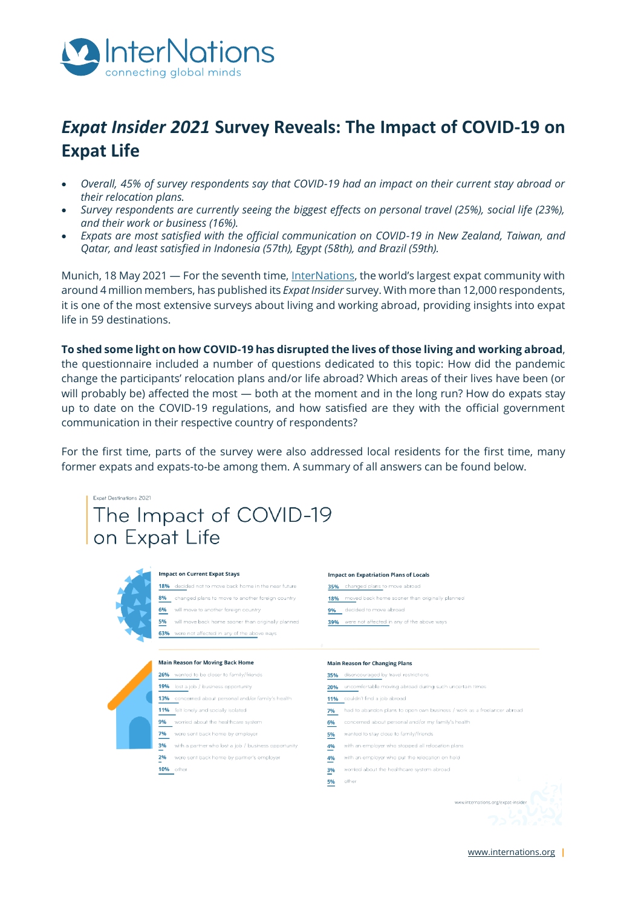# *Expat Insider 2021* Survey Reveals: The Impact of COVID-19 on Expat Life

- *Overall, 45% of survey respondents say that COVID-19 had an impact on their current stay abroad or their relocation plans.*
- *Survey respondents are currently seeing the biggest effects on personal travel (25%), social life (23%), and their work or business (16%).*
- *Expats are most satisfied with the official communication on COVID-19 in New Zealand, Taiwan, and Qatar, and least satisfied in Indonesia (57th), Egypt (58th), and Brazil (59th).*

Munich, 18 May 2021 — For the seventh time, InterNations, the world's largest expat community with around 4 million members, has published its *Expat Insider* survey. With more than 12,000 respondents, it is one of the most extensive surveys about living and working abroad, providing insights into expat life in 59 destinations.

**To shed some light on how COVID-19 has disrupted the lives of those living and working abroad**, the questionnaire included a number of questions dedicated to this topic: How did the pandemic change the participants' relocation plans and/or life abroad? Which areas of their lives have been (or will probably be) affected the most — both at the moment and in the long run? How do expats stay up to date on the COVID-19 regulations, and how satisfied are they with the official government communication in their respective country of respondents?

For the first time, parts of the survey were also addressed local residents for the first time, many former expats and expats-to-be among them. A summary of all answers can be found below.

Expat Destinations 2021

## The Impact of COVID-19 on Expat Life

**Impact on Current Expat Stays**

- 18% decided not to move back home in the near future
- 8% changed plans to move to another foreign country
- 6% will move to another foreign country
- 5% will move back home sooner than originally planned
- 63% were not affected in any of the above ways

**Impact on Expatriation Plans of Locals**

- 35% changed plans to move abroad
- 18% moved back home sooner than originally planned
- 9% decided to move abroad
- 39% were not affected in any of the above ways

**Main Reason for Moving Back Home**

- 26% wanted to be closer to family/friends
- 19% lost a job / business opportunity
- 13% concerned about personal and/or family's health
- 11% felt lonely and socially isolated
- 9% worried about the healthcare system
- 7% were sent back home by employer
- 3% with a partner who lost a job / business opportunity
- 2% were sent back home by partner's employer
- 10% other

**Main Reason for Changing Plans**

- 35% discouraged by travel restrictions
- 20% uncomfortable moving abroad during such uncertain times
- 11% couldn't find a job abroad
- 7% had to abandon plans to open own business / work as a freelancer abroad
- 6% concerned about personal and/or my family's health
- 5% wanted to stay close to family/friends
- 4% with an employer who stopped all relocation plans
- 4% with an employer who put the relocation on hold
- 3% worried about the healthcare system abroad
- 5% other

www.internations.org/expat-insider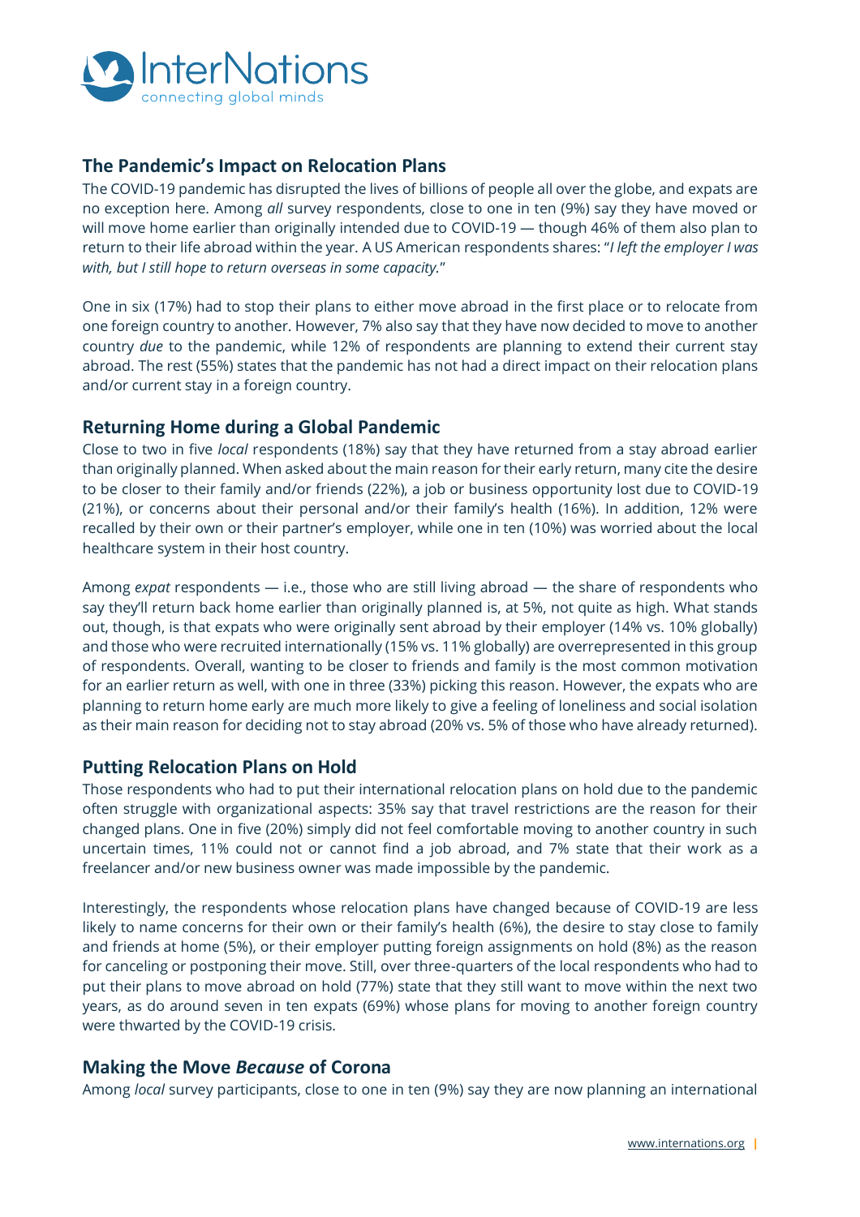## The Pandemic's Impact on Relocation Plans

The COVID-19 pandemic has disrupted the lives of billions of people all over the globe, and expats are no exception here. Among *all* survey respondents, close to one in ten (9%) say they have moved or will move home earlier than originally intended due to COVID-19 — though 46% of them also plan to return to their life abroad within the year. A US American respondents shares: "*I left the employer I was with, but I still hope to return overseas in some capacity.*"

One in six (17%) had to stop their plans to either move abroad in the first place or to relocate from one foreign country to another. However, 7% also say that they have now decided to move to another country *due* to the pandemic, while 12% of respondents are planning to extend their current stay abroad. The rest (55%) states that the pandemic has not had a direct impact on their relocation plans and/or current stay in a foreign country.

## Returning Home during a Global Pandemic

Close to two in five *local* respondents (18%) say that they have returned from a stay abroad earlier than originally planned. When asked about the main reason for their early return, many cite the desire to be closer to their family and/or friends (22%), a job or business opportunity lost due to COVID-19 (21%), or concerns about their personal and/or their family's health (16%). In addition, 12% were recalled by their own or their partner's employer, while one in ten (10%) was worried about the local healthcare system in their host country.

Among *expat* respondents — i.e., those who are still living abroad — the share of respondents who say they'll return back home earlier than originally planned is, at 5%, not quite as high. What stands out, though, is that expats who were originally sent abroad by their employer (14% vs. 10% globally) and those who were recruited internationally (15% vs. 11% globally) are overrepresented in this group of respondents. Overall, wanting to be closer to friends and family is the most common motivation for an earlier return as well, with one in three (33%) picking this reason. However, the expats who are planning to return home early are much more likely to give a feeling of loneliness and social isolation as their main reason for deciding not to stay abroad (20% vs. 5% of those who have already returned).

## Putting Relocation Plans on Hold

Those respondents who had to put their international relocation plans on hold due to the pandemic often struggle with organizational aspects: 35% say that travel restrictions are the reason for their changed plans. One in five (20%) simply did not feel comfortable moving to another country in such uncertain times, 11% could not or cannot find a job abroad, and 7% state that their work as a freelancer and/or new business owner was made impossible by the pandemic.

Interestingly, the respondents whose relocation plans have changed because of COVID-19 are less likely to name concerns for their own or their family's health (6%), the desire to stay close to family and friends at home (5%), or their employer putting foreign assignments on hold (8%) as the reason for canceling or postponing their move. Still, over three-quarters of the local respondents who had to put their plans to move abroad on hold (77%) state that they still want to move within the next two years, as do around seven in ten expats (69%) whose plans for moving to another foreign country were thwarted by the COVID-19 crisis.

## Making the Move *Because* of Corona

Among *local* survey participants, close to one in ten (9%) say they are now planning an international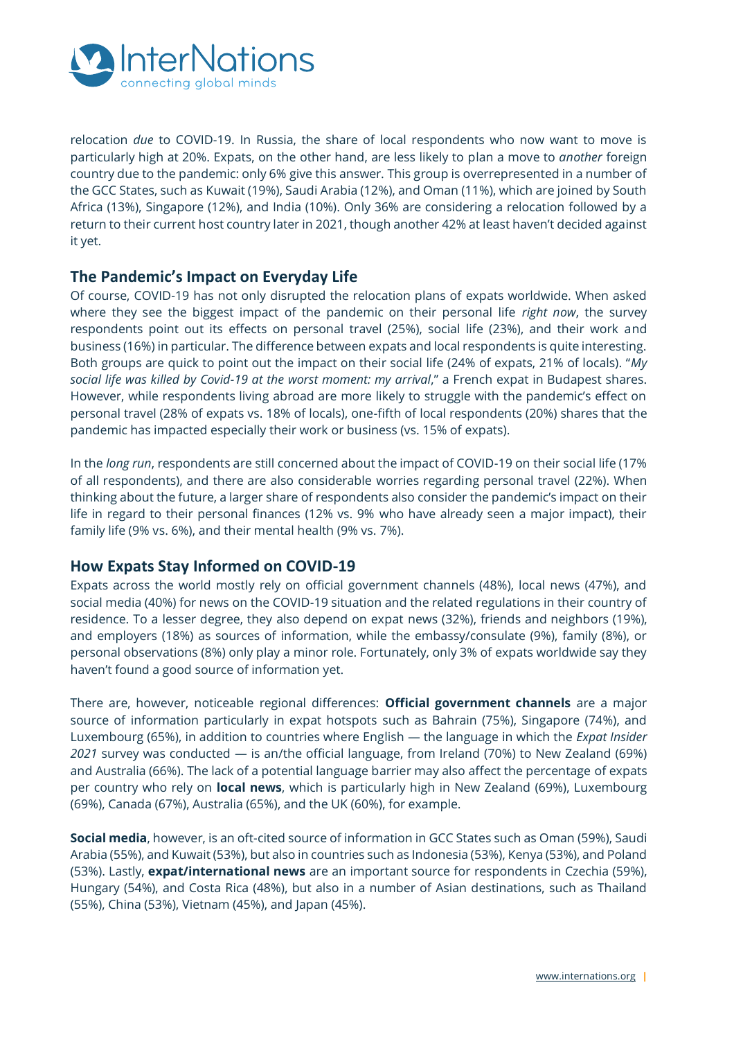relocation *due* to COVID-19. In Russia, the share of local respondents who now want to move is particularly high at 20%. Expats, on the other hand, are less likely to plan a move to *another* foreign country due to the pandemic: only 6% give this answer. This group is overrepresented in a number of the GCC States, such as Kuwait (19%), Saudi Arabia (12%), and Oman (11%), which are joined by South Africa (13%), Singapore (12%), and India (10%). Only 36% are considering a relocation followed by a return to their current host country later in 2021, though another 42% at least haven't decided against it yet.

## The Pandemic's Impact on Everyday Life

Of course, COVID-19 has not only disrupted the relocation plans of expats worldwide. When asked where they see the biggest impact of the pandemic on their personal life *right now*, the survey respondents point out its effects on personal travel (25%), social life (23%), and their work and business (16%) in particular. The difference between expats and local respondents is quite interesting. Both groups are quick to point out the impact on their social life (24% of expats, 21% of locals). "*My social life was killed by Covid-19 at the worst moment: my arrival*," a French expat in Budapest shares. However, while respondents living abroad are more likely to struggle with the pandemic's effect on personal travel (28% of expats vs. 18% of locals), one-fifth of local respondents (20%) shares that the pandemic has impacted especially their work or business (vs. 15% of expats).

In the *long run*, respondents are still concerned about the impact of COVID-19 on their social life (17% of all respondents), and there are also considerable worries regarding personal travel (22%). When thinking about the future, a larger share of respondents also consider the pandemic's impact on their life in regard to their personal finances (12% vs. 9% who have already seen a major impact), their family life (9% vs. 6%), and their mental health (9% vs. 7%).

## How Expats Stay Informed on COVID-19

Expats across the world mostly rely on official government channels (48%), local news (47%), and social media (40%) for news on the COVID-19 situation and the related regulations in their country of residence. To a lesser degree, they also depend on expat news (32%), friends and neighbors (19%), and employers (18%) as sources of information, while the embassy/consulate (9%), family (8%), or personal observations (8%) only play a minor role. Fortunately, only 3% of expats worldwide say they haven't found a good source of information yet.

There are, however, noticeable regional differences: **Official government channels** are a major source of information particularly in expat hotspots such as Bahrain (75%), Singapore (74%), and Luxembourg (65%), in addition to countries where English — the language in which the *Expat Insider 2021* survey was conducted — is an/the official language, from Ireland (70%) to New Zealand (69%) and Australia (66%). The lack of a potential language barrier may also affect the percentage of expats per country who rely on **local news**, which is particularly high in New Zealand (69%), Luxembourg (69%), Canada (67%), Australia (65%), and the UK (60%), for example.

**Social media**, however, is an oft-cited source of information in GCC States such as Oman (59%), Saudi Arabia (55%), and Kuwait (53%), but also in countries such as Indonesia (53%), Kenya (53%), and Poland (53%). Lastly, **expat/international news** are an important source for respondents in Czechia (59%), Hungary (54%), and Costa Rica (48%), but also in a number of Asian destinations, such as Thailand (55%), China (53%), Vietnam (45%), and Japan (45%).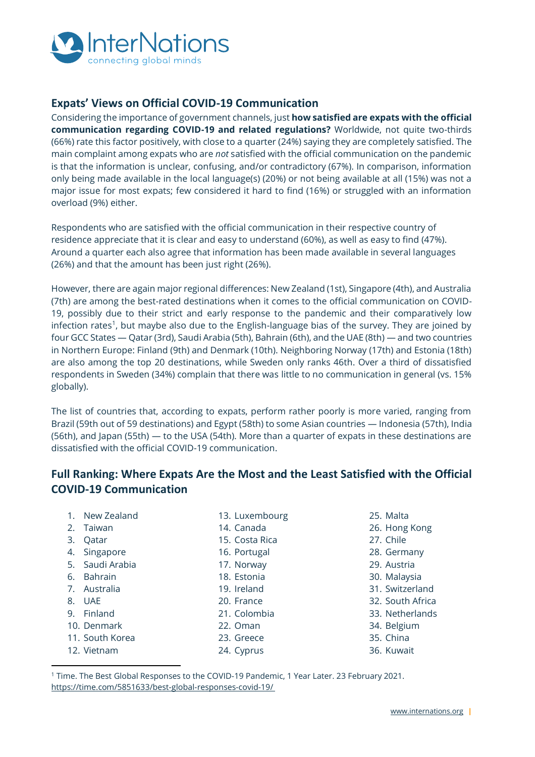## Expats' Views on Official COVID-19 Communication

Considering the importance of government channels, just **how satisfied are expats with the official communication regarding COVID-19 and related regulations?** Worldwide, not quite two-thirds (66%) rate this factor positively, with close to a quarter (24%) saying they are completely satisfied. The main complaint among expats who are *not* satisfied with the official communication on the pandemic is that the information is unclear, confusing, and/or contradictory (67%). In comparison, information only being made available in the local language(s) (20%) or not being available at all (15%) was not a major issue for most expats; few considered it hard to find (16%) or struggled with an information overload (9%) either.

Respondents who are satisfied with the official communication in their respective country of residence appreciate that it is clear and easy to understand (60%), as well as easy to find (47%). Around a quarter each also agree that information has been made available in several languages (26%) and that the amount has been just right (26%).

However, there are again major regional differences: New Zealand (1st), Singapore (4th), and Australia (7th) are among the best-rated destinations when it comes to the official communication on COVID-19, possibly due to their strict and early response to the pandemic and their comparatively low infection rates[1], but maybe also due to the English-language bias of the survey. They are joined by four GCC States — Qatar (3rd), Saudi Arabia (5th), Bahrain (6th), and the UAE (8th) — and two countries in Northern Europe: Finland (9th) and Denmark (10th). Neighboring Norway (17th) and Estonia (18th) are also among the top 20 destinations, while Sweden only ranks 46th. Over a third of dissatisfied respondents in Sweden (34%) complain that there was little to no communication in general (vs. 15% globally).

The list of countries that, according to expats, perform rather poorly is more varied, ranging from Brazil (59th out of 59 destinations) and Egypt (58th) to some Asian countries — Indonesia (57th), India (56th), and Japan (55th) — to the USA (54th). More than a quarter of expats in these destinations are dissatisfied with the official COVID-19 communication.

## Full Ranking: Where Expats Are the Most and the Least Satisfied with the Official COVID-19 Communication

1. New Zealand
2. Taiwan
3. Qatar
4. Singapore
5. Saudi Arabia
6. Bahrain
7. Australia
8. UAE
9. Finland
10. Denmark
11. South Korea
12. Vietnam
13. Luxembourg
14. Canada
15. Costa Rica
16. Portugal
17. Norway
18. Estonia
19. Ireland
20. France
21. Colombia
22. Oman
23. Greece
24. Cyprus
25. Malta
26. Hong Kong
27. Chile
28. Germany
29. Austria
30. Malaysia
31. Switzerland
32. South Africa
33. Netherlands
34. Belgium
35. China
36. Kuwait

[1] Time. The Best Global Responses to the COVID-19 Pandemic, 1 Year Later. 23 February 2021. https://time.com/5851633/best-global-responses-covid-19/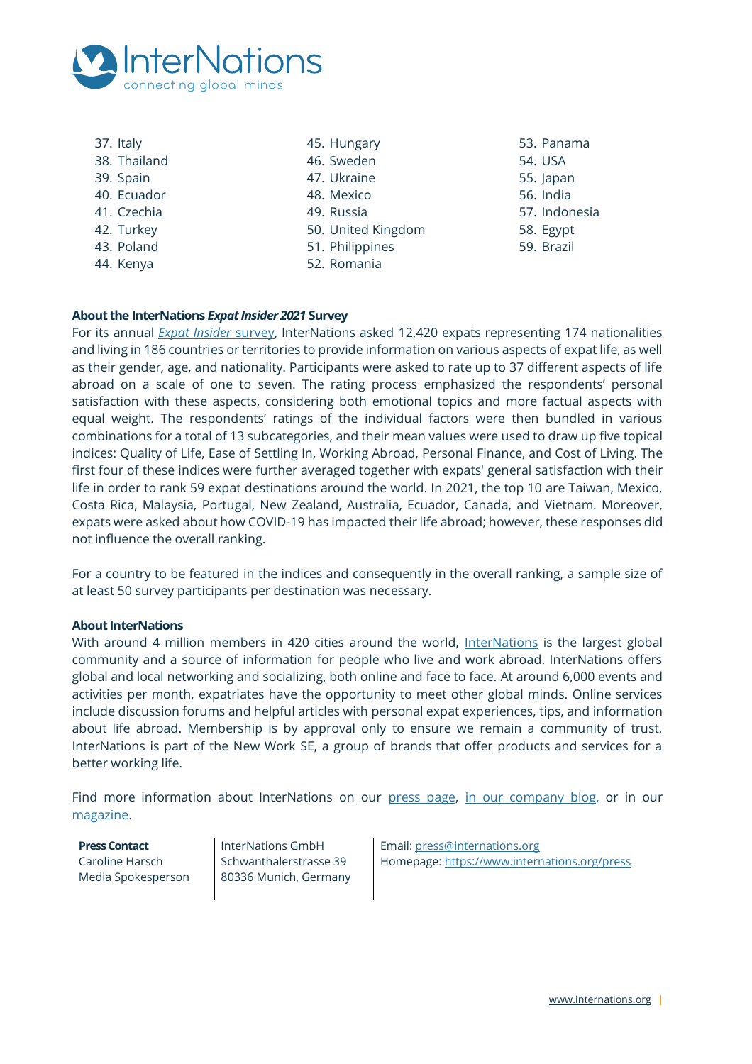37. Italy
38. Thailand
39. Spain
40. Ecuador
41. Czechia
42. Turkey
43. Poland
44. Kenya
45. Hungary
46. Sweden
47. Ukraine
48. Mexico
49. Russia
50. United Kingdom
51. Philippines
52. Romania
53. Panama
54. USA
55. Japan
56. India
57. Indonesia
58. Egypt
59. Brazil

**About the InterNations *Expat Insider 2021* Survey**

For its annual *Expat Insider* survey, InterNations asked 12,420 expats representing 174 nationalities and living in 186 countries or territories to provide information on various aspects of expat life, as well as their gender, age, and nationality. Participants were asked to rate up to 37 different aspects of life abroad on a scale of one to seven. The rating process emphasized the respondents' personal satisfaction with these aspects, considering both emotional topics and more factual aspects with equal weight. The respondents' ratings of the individual factors were then bundled in various combinations for a total of 13 subcategories, and their mean values were used to draw up five topical indices: Quality of Life, Ease of Settling In, Working Abroad, Personal Finance, and Cost of Living. The first four of these indices were further averaged together with expats' general satisfaction with their life in order to rank 59 expat destinations around the world. In 2021, the top 10 are Taiwan, Mexico, Costa Rica, Malaysia, Portugal, New Zealand, Australia, Ecuador, Canada, and Vietnam. Moreover, expats were asked about how COVID-19 has impacted their life abroad; however, these responses did not influence the overall ranking.

For a country to be featured in the indices and consequently in the overall ranking, a sample size of at least 50 survey participants per destination was necessary.

**About InterNations**

With around 4 million members in 420 cities around the world, InterNations is the largest global community and a source of information for people who live and work abroad. InterNations offers global and local networking and socializing, both online and face to face. At around 6,000 events and activities per month, expatriates have the opportunity to meet other global minds. Online services include discussion forums and helpful articles with personal expat experiences, tips, and information about life abroad. Membership is by approval only to ensure we remain a community of trust. InterNations is part of the New Work SE, a group of brands that offer products and services for a better working life.

Find more information about InterNations on our press page, in our company blog, or in our magazine.

**Press Contact**
Caroline Harsch
Media Spokesperson

InterNations GmbH
Schwanthalerstrasse 39
80336 Munich, Germany

Email: press@internations.org
Homepage: https://www.internations.org/press